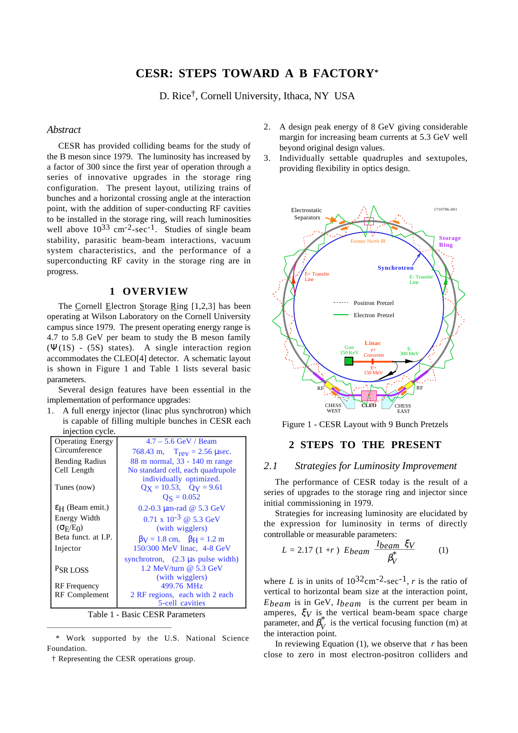# CESR: STEPS TOWARD A B FACTORY*

D. Rice†, Cornell University, Ithaca, NY USA

## *Abstract*

CESR has provided colliding beams for the study of the B meson since 1979. The luminosity has increased by a factor of 300 since the first year of operation through a series of innovative upgrades in the storage ring configuration. The present layout, utilizing trains of bunches and a horizontal crossing angle at the interaction point, with the addition of super-conducting RF cavities to be installed in the storage ring, will reach luminosities well above $10^{33}$ $cm^{-2}$-$sec^{-1}$. Studies of single beam stability, parasitic beam-beam interactions, vacuum system characteristics, and the performance of a superconducting RF cavity in the storage ring are in progress.

## 1 OVERVIEW

The Cornell Electron Storage Ring [1,2,3] has been operating at Wilson Laboratory on the Cornell University campus since 1979. The present operating energy range is 4.7 to 5.8 GeV per beam to study the B meson family ($\Psi$(1S) - (5S) states). A single interaction region accommodates the CLEO[4] detector. A schematic layout is shown in Figure 1 and Table 1 lists several basic parameters.

Several design features have been essential in the implementation of performance upgrades:

1. A full energy injector (linac plus synchrotron) which is capable of filling multiple bunches in CESR each injection cycle.
2. A design peak energy of 8 GeV giving considerable margin for increasing beam currents at 5.3 GeV well beyond original design values.
3. Individually settable quadruples and sextupoles, providing flexibility in optics design.

| | |
|---|---|
| Operating Energy | 4.7 – 5.6 GeV / Beam |
| Circumference | 768.43 m, $T_{rev}$ = 2.56 μsec. |
| Bending Radius | 88 m normal, 33 - 140 m range |
| Cell Length | No standard cell, each quadrupole individually optimized. |
| Tunes (now) | $Q_X$ = 10.53, $Q_Y$ = 9.61 <br> $Q_S$ = 0.052 |
| $\varepsilon_H$ (Beam emit.) | 0.2-0.3 μm-rad @ 5.3 GeV |
| Energy Width ($\sigma_E/E_0$) | 0.71 x $10^{-3}$ @ 5.3 GeV (with wigglers) |
| Beta funct. at I.P. | $\beta_V$ = 1.8 cm, $\beta_H$ = 1.2 m |
| Injector | 150/300 MeV linac, 4-8 GeV synchrotron, (2.3 μs pulse width) |
| $P_{SR}$ LOSS | 1.2 MeV/turn @ 5.3 GeV (with wigglers) |
| RF Frequency | 499.76 MHz |
| RF Complement | 2 RF regions, each with 2 each 5-cell cavities |

Table 1 - Basic CESR Parameters

Figure 1 - CESR Layout with 9 Bunch Pretzels

## 2 STEPS TO THE PRESENT

### *2.1 Strategies for Luminosity Improvement*

The performance of CESR today is the result of a series of upgrades to the storage ring and injector since initial commissioning in 1979.

Strategies for increasing luminosity are elucidated by the expression for luminosity in terms of directly controllable or measurable parameters:

$$L = 2.17\,(1+r)\;E_{beam}\;\frac{I_{beam}\;\xi_V}{\beta_V^*} \qquad (1)$$

where $L$ is in units of $10^{32}$$cm^{-2}$-$sec^{-1}$, $r$ is the ratio of vertical to horizontal beam size at the interaction point, $E_{beam}$ is in GeV, $I_{beam}$ is the current per beam in amperes, $\xi_V$ is the vertical beam-beam space charge parameter, and $\beta_V^*$ is the vertical focusing function (m) at the interaction point.

In reviewing Equation (1), we observe that $r$ has been close to zero in most electron-positron colliders and

---

\* Work supported by the U.S. National Science Foundation.

† Representing the CESR operations group.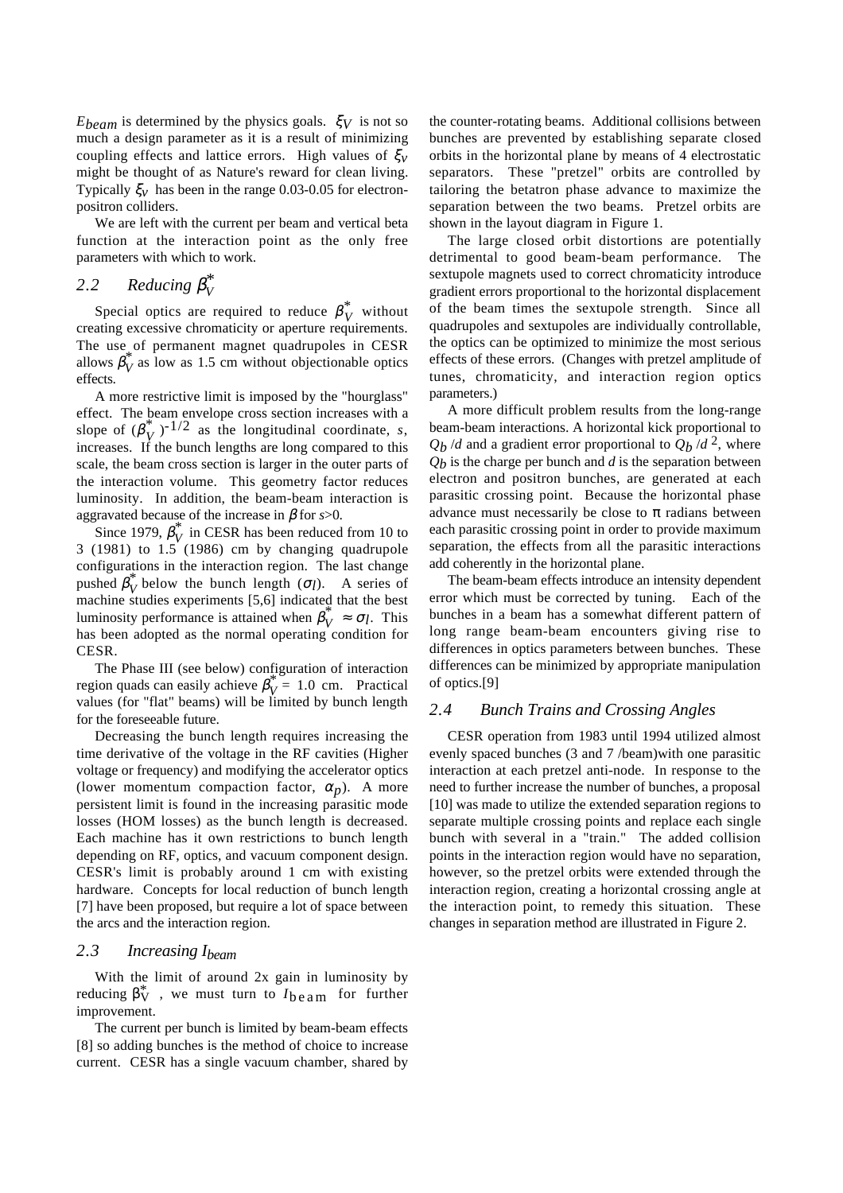$E_{beam}$ is determined by the physics goals. $\xi_V$ is not so much a design parameter as it is a result of minimizing coupling effects and lattice errors. High values of $\xi_V$ might be thought of as Nature's reward for clean living. Typically $\xi_V$ has been in the range 0.03-0.05 for electron-positron colliders.

We are left with the current per beam and vertical beta function at the interaction point as the only free parameters with which to work.

## 2.2 Reducing $\beta_V^*$

Special optics are required to reduce $\beta_V^*$ without creating excessive chromaticity or aperture requirements. The use of permanent magnet quadrupoles in CESR allows $\beta_V^*$ as low as 1.5 cm without objectionable optics effects.

A more restrictive limit is imposed by the "hourglass" effect. The beam envelope cross section increases with a slope of $(\beta_V^*)^{-1/2}$ as the longitudinal coordinate, $s$, increases. If the bunch lengths are long compared to this scale, the beam cross section is larger in the outer parts of the interaction volume. This geometry factor reduces luminosity. In addition, the beam-beam interaction is aggravated because of the increase in $\beta$ for $s>0$.

Since 1979, $\beta_V^*$ in CESR has been reduced from 10 to 3 (1981) to 1.5 (1986) cm by changing quadrupole configurations in the interaction region. The last change pushed $\beta_V^*$ below the bunch length ($\sigma_l$). A series of machine studies experiments [5,6] indicated that the best luminosity performance is attained when $\beta_V^* \approx \sigma_l$. This has been adopted as the normal operating condition for CESR.

The Phase III (see below) configuration of interaction region quads can easily achieve $\beta_V^* = 1.0$ cm. Practical values (for "flat" beams) will be limited by bunch length for the foreseeable future.

Decreasing the bunch length requires increasing the time derivative of the voltage in the RF cavities (Higher voltage or frequency) and modifying the accelerator optics (lower momentum compaction factor, $\alpha_p$). A more persistent limit is found in the increasing parasitic mode losses (HOM losses) as the bunch length is decreased. Each machine has it own restrictions to bunch length depending on RF, optics, and vacuum component design. CESR's limit is probably around 1 cm with existing hardware. Concepts for local reduction of bunch length [7] have been proposed, but require a lot of space between the arcs and the interaction region.

## 2.3 Increasing $I_{beam}$

With the limit of around 2x gain in luminosity by reducing $\beta_V^*$, we must turn to $I_{beam}$ for further improvement.

The current per bunch is limited by beam-beam effects [8] so adding bunches is the method of choice to increase current. CESR has a single vacuum chamber, shared by the counter-rotating beams. Additional collisions between bunches are prevented by establishing separate closed orbits in the horizontal plane by means of 4 electrostatic separators. These "pretzel" orbits are controlled by tailoring the betatron phase advance to maximize the separation between the two beams. Pretzel orbits are shown in the layout diagram in Figure 1.

The large closed orbit distortions are potentially detrimental to good beam-beam performance. The sextupole magnets used to correct chromaticity introduce gradient errors proportional to the horizontal displacement of the beam times the sextupole strength. Since all quadrupoles and sextupoles are individually controllable, the optics can be optimized to minimize the most serious effects of these errors. (Changes with pretzel amplitude of tunes, chromaticity, and interaction region optics parameters.)

A more difficult problem results from the long-range beam-beam interactions. A horizontal kick proportional to $Q_b/d$ and a gradient error proportional to $Q_b/d^2$, where $Q_b$ is the charge per bunch and $d$ is the separation between electron and positron bunches, are generated at each parasitic crossing point. Because the horizontal phase advance must necessarily be close to $\pi$ radians between each parasitic crossing point in order to provide maximum separation, the effects from all the parasitic interactions add coherently in the horizontal plane.

The beam-beam effects introduce an intensity dependent error which must be corrected by tuning. Each of the bunches in a beam has a somewhat different pattern of long range beam-beam encounters giving rise to differences in optics parameters between bunches. These differences can be minimized by appropriate manipulation of optics.[9]

## 2.4 Bunch Trains and Crossing Angles

CESR operation from 1983 until 1994 utilized almost evenly spaced bunches (3 and 7 /beam)with one parasitic interaction at each pretzel anti-node. In response to the need to further increase the number of bunches, a proposal [10] was made to utilize the extended separation regions to separate multiple crossing points and replace each single bunch with several in a "train." The added collision points in the interaction region would have no separation, however, so the pretzel orbits were extended through the interaction region, creating a horizontal crossing angle at the interaction point, to remedy this situation. These changes in separation method are illustrated in Figure 2.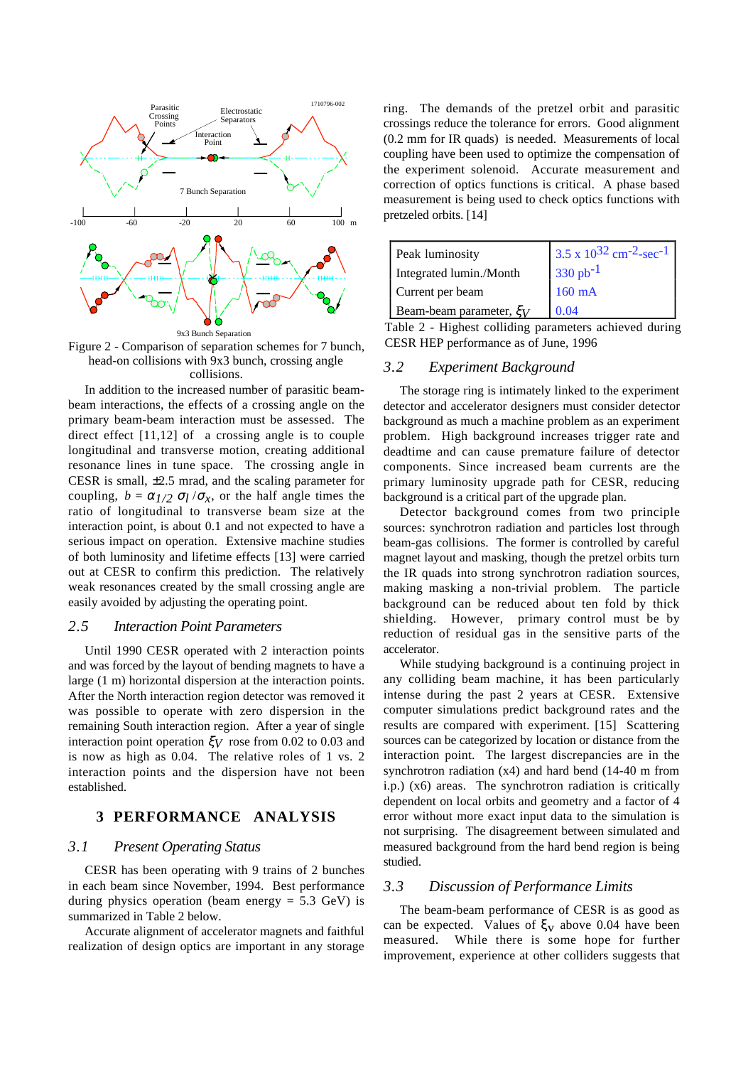Figure 2 - Comparison of separation schemes for 7 bunch, head-on collisions with 9x3 bunch, crossing angle collisions.

In addition to the increased number of parasitic beam-beam interactions, the effects of a crossing angle on the primary beam-beam interaction must be assessed. The direct effect [11,12] of a crossing angle is to couple longitudinal and transverse motion, creating additional resonance lines in tune space. The crossing angle in CESR is small, ±2.5 mrad, and the scaling parameter for coupling, $b = \alpha_{1/2}\,\sigma_l/\sigma_x$, or the half angle times the ratio of longitudinal to transverse beam size at the interaction point, is about 0.1 and not expected to have a serious impact on operation. Extensive machine studies of both luminosity and lifetime effects [13] were carried out at CESR to confirm this prediction. The relatively weak resonances created by the small crossing angle are easily avoided by adjusting the operating point.

### *2.5 Interaction Point Parameters*

Until 1990 CESR operated with 2 interaction points and was forced by the layout of bending magnets to have a large (1 m) horizontal dispersion at the interaction points. After the North interaction region detector was removed it was possible to operate with zero dispersion in the remaining South interaction region. After a year of single interaction point operation $\xi_V$ rose from 0.02 to 0.03 and is now as high as 0.04. The relative roles of 1 vs. 2 interaction points and the dispersion have not been established.

## 3 PERFORMANCE ANALYSIS

### *3.1 Present Operating Status*

CESR has been operating with 9 trains of 2 bunches in each beam since November, 1994. Best performance during physics operation (beam energy = 5.3 GeV) is summarized in Table 2 below.

Accurate alignment of accelerator magnets and faithful realization of design optics are important in any storage ring. The demands of the pretzel orbit and parasitic crossings reduce the tolerance for errors. Good alignment (0.2 mm for IR quads) is needed. Measurements of local coupling have been used to optimize the compensation of the experiment solenoid. Accurate measurement and correction of optics functions is critical. A phase based measurement is being used to check optics functions with pretzeled orbits. [14]

| Peak luminosity | $3.5 \times 10^{32}$ cm$^{-2}$-sec$^{-1}$ |
|---|---|
| Integrated lumin./Month | 330 pb$^{-1}$ |
| Current per beam | 160 mA |
| Beam-beam parameter, $\xi_V$ | 0.04 |

Table 2 - Highest colliding parameters achieved during CESR HEP performance as of June, 1996

### *3.2 Experiment Background*

The storage ring is intimately linked to the experiment detector and accelerator designers must consider detector background as much a machine problem as an experiment problem. High background increases trigger rate and deadtime and can cause premature failure of detector components. Since increased beam currents are the primary luminosity upgrade path for CESR, reducing background is a critical part of the upgrade plan.

Detector background comes from two principle sources: synchrotron radiation and particles lost through beam-gas collisions. The former is controlled by careful magnet layout and masking, though the pretzel orbits turn the IR quads into strong synchrotron radiation sources, making masking a non-trivial problem. The particle background can be reduced about ten fold by thick shielding. However, primary control must be by reduction of residual gas in the sensitive parts of the accelerator.

While studying background is a continuing project in any colliding beam machine, it has been particularly intense during the past 2 years at CESR. Extensive computer simulations predict background rates and the results are compared with experiment. [15] Scattering sources can be categorized by location or distance from the interaction point. The largest discrepancies are in the synchrotron radiation (x4) and hard bend (14-40 m from i.p.) (x6) areas. The synchrotron radiation is critically dependent on local orbits and geometry and a factor of 4 error without more exact input data to the simulation is not surprising. The disagreement between simulated and measured background from the hard bend region is being studied.

### *3.3 Discussion of Performance Limits*

The beam-beam performance of CESR is as good as can be expected. Values of $\xi_V$ above 0.04 have been measured. While there is some hope for further improvement, experience at other colliders suggests that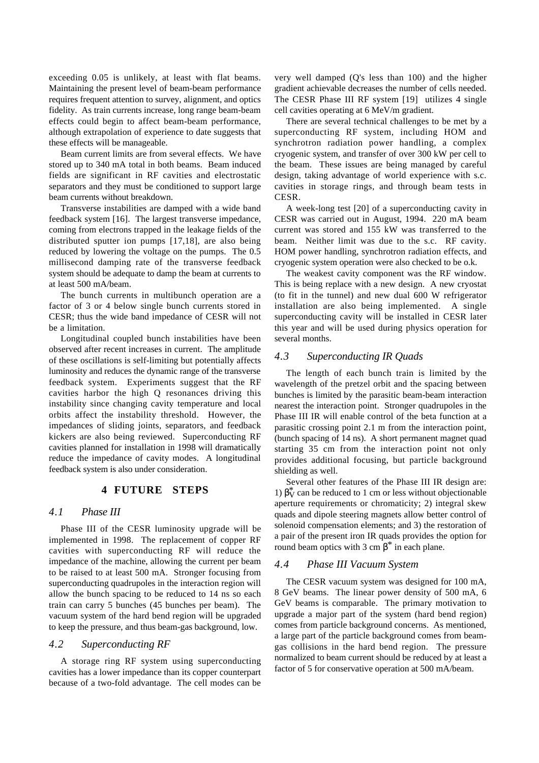exceeding 0.05 is unlikely, at least with flat beams. Maintaining the present level of beam-beam performance requires frequent attention to survey, alignment, and optics fidelity. As train currents increase, long range beam-beam effects could begin to affect beam-beam performance, although extrapolation of experience to date suggests that these effects will be manageable.

Beam current limits are from several effects. We have stored up to 340 mA total in both beams. Beam induced fields are significant in RF cavities and electrostatic separators and they must be conditioned to support large beam currents without breakdown.

Transverse instabilities are damped with a wide band feedback system [16]. The largest transverse impedance, coming from electrons trapped in the leakage fields of the distributed sputter ion pumps [17,18], are also being reduced by lowering the voltage on the pumps. The 0.5 millisecond damping rate of the transverse feedback system should be adequate to damp the beam at currents to at least 500 mA/beam.

The bunch currents in multibunch operation are a factor of 3 or 4 below single bunch currents stored in CESR; thus the wide band impedance of CESR will not be a limitation.

Longitudinal coupled bunch instabilities have been observed after recent increases in current. The amplitude of these oscillations is self-limiting but potentially affects luminosity and reduces the dynamic range of the transverse feedback system. Experiments suggest that the RF cavities harbor the high Q resonances driving this instability since changing cavity temperature and local orbits affect the instability threshold. However, the impedances of sliding joints, separators, and feedback kickers are also being reviewed. Superconducting RF cavities planned for installation in 1998 will dramatically reduce the impedance of cavity modes. A longitudinal feedback system is also under consideration.

## 4 FUTURE STEPS

### *4.1 Phase III*

Phase III of the CESR luminosity upgrade will be implemented in 1998. The replacement of copper RF cavities with superconducting RF will reduce the impedance of the machine, allowing the current per beam to be raised to at least 500 mA. Stronger focusing from superconducting quadrupoles in the interaction region will allow the bunch spacing to be reduced to 14 ns so each train can carry 5 bunches (45 bunches per beam). The vacuum system of the hard bend region will be upgraded to keep the pressure, and thus beam-gas background, low.

### *4.2 Superconducting RF*

A storage ring RF system using superconducting cavities has a lower impedance than its copper counterpart because of a two-fold advantage. The cell modes can be very well damped (Q's less than 100) and the higher gradient achievable decreases the number of cells needed. The CESR Phase III RF system [19] utilizes 4 single cell cavities operating at 6 MeV/m gradient.

There are several technical challenges to be met by a superconducting RF system, including HOM and synchrotron radiation power handling, a complex cryogenic system, and transfer of over 300 kW per cell to the beam. These issues are being managed by careful design, taking advantage of world experience with s.c. cavities in storage rings, and through beam tests in CESR.

A week-long test [20] of a superconducting cavity in CESR was carried out in August, 1994. 220 mA beam current was stored and 155 kW was transferred to the beam. Neither limit was due to the s.c. RF cavity. HOM power handling, synchrotron radiation effects, and cryogenic system operation were also checked to be o.k.

The weakest cavity component was the RF window. This is being replace with a new design. A new cryostat (to fit in the tunnel) and new dual 600 W refrigerator installation are also being implemented. A single superconducting cavity will be installed in CESR later this year and will be used during physics operation for several months.

### *4.3 Superconducting IR Quads*

The length of each bunch train is limited by the wavelength of the pretzel orbit and the spacing between bunches is limited by the parasitic beam-beam interaction nearest the interaction point. Stronger quadrupoles in the Phase III IR will enable control of the beta function at a parasitic crossing point 2.1 m from the interaction point, (bunch spacing of 14 ns). A short permanent magnet quad starting 35 cm from the interaction point not only provides additional focusing, but particle background shielding as well.

Several other features of the Phase III IR design are: 1) $\beta_V^*$ can be reduced to 1 cm or less without objectionable aperture requirements or chromaticity; 2) integral skew quads and dipole steering magnets allow better control of solenoid compensation elements; and 3) the restoration of a pair of the present iron IR quads provides the option for round beam optics with 3 cm $\beta^*$ in each plane.

### *4.4 Phase III Vacuum System*

The CESR vacuum system was designed for 100 mA, 8 GeV beams. The linear power density of 500 mA, 6 GeV beams is comparable. The primary motivation to upgrade a major part of the system (hard bend region) comes from particle background concerns. As mentioned, a large part of the particle background comes from beam-gas collisions in the hard bend region. The pressure normalized to beam current should be reduced by at least a factor of 5 for conservative operation at 500 mA/beam.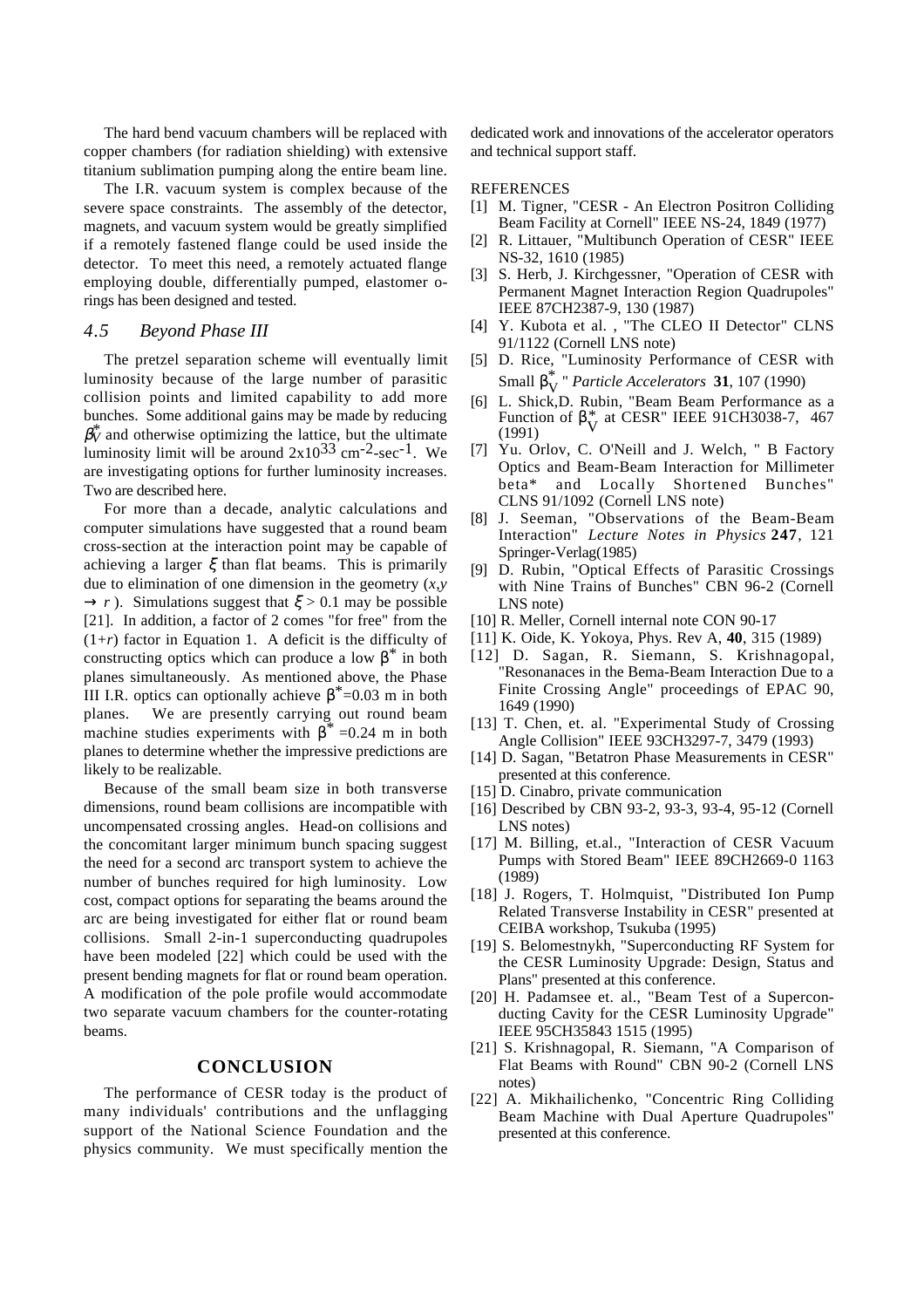The hard bend vacuum chambers will be replaced with copper chambers (for radiation shielding) with extensive titanium sublimation pumping along the entire beam line.

The I.R. vacuum system is complex because of the severe space constraints. The assembly of the detector, magnets, and vacuum system would be greatly simplified if a remotely fastened flange could be used inside the detector. To meet this need, a remotely actuated flange employing double, differentially pumped, elastomer o-rings has been designed and tested.

### *4.5 Beyond Phase III*

The pretzel separation scheme will eventually limit luminosity because of the large number of parasitic collision points and limited capability to add more bunches. Some additional gains may be made by reducing $\beta_V^*$ and otherwise optimizing the lattice, but the ultimate luminosity limit will be around $2\times10^{33}$ $cm^{-2}$-$sec^{-1}$. We are investigating options for further luminosity increases. Two are described here.

For more than a decade, analytic calculations and computer simulations have suggested that a round beam cross-section at the interaction point may be capable of achieving a larger $\xi$ than flat beams. This is primarily due to elimination of one dimension in the geometry ($x,y \rightarrow r$). Simulations suggest that $\xi > 0.1$ may be possible [21]. In addition, a factor of 2 comes "for free" from the $(1+r)$ factor in Equation 1. A deficit is the difficulty of constructing optics which can produce a low $\beta^*$ in both planes simultaneously. As mentioned above, the Phase III I.R. optics can optionally achieve $\beta^*$=0.03 m in both planes. We are presently carrying out round beam machine studies experiments with $\beta^*$ =0.24 m in both planes to determine whether the impressive predictions are likely to be realizable.

Because of the small beam size in both transverse dimensions, round beam collisions are incompatible with uncompensated crossing angles. Head-on collisions and the concomitant larger minimum bunch spacing suggest the need for a second arc transport system to achieve the number of bunches required for high luminosity. Low cost, compact options for separating the beams around the arc are being investigated for either flat or round beam collisions. Small 2-in-1 superconducting quadrupoles have been modeled [22] which could be used with the present bending magnets for flat or round beam operation. A modification of the pole profile would accommodate two separate vacuum chambers for the counter-rotating beams.

## CONCLUSION

The performance of CESR today is the product of many individuals' contributions and the unflagging support of the National Science Foundation and the physics community. We must specifically mention the dedicated work and innovations of the accelerator operators and technical support staff.

REFERENCES

[1] M. Tigner, "CESR - An Electron Positron Colliding Beam Facility at Cornell" IEEE NS-24, 1849 (1977)

[2] R. Littauer, "Multibunch Operation of CESR" IEEE NS-32, 1610 (1985)

[3] S. Herb, J. Kirchgessner, "Operation of CESR with Permanent Magnet Interaction Region Quadrupoles" IEEE 87CH2387-9, 130 (1987)

[4] Y. Kubota et al. , "The CLEO II Detector" CLNS 91/1122 (Cornell LNS note)

[5] D. Rice, "Luminosity Performance of CESR with Small $\beta_V^*$ " *Particle Accelerators* **31**, 107 (1990)

[6] L. Shick,D. Rubin, "Beam Beam Performance as a Function of $\beta_V^*$ at CESR" IEEE 91CH3038-7, 467 (1991)

[7] Yu. Orlov, C. O'Neill and J. Welch, " B Factory Optics and Beam-Beam Interaction for Millimeter beta* and Locally Shortened Bunches" CLNS 91/1092 (Cornell LNS note)

[8] J. Seeman, "Observations of the Beam-Beam Interaction" *Lecture Notes in Physics* **247**, 121 Springer-Verlag(1985)

[9] D. Rubin, "Optical Effects of Parasitic Crossings with Nine Trains of Bunches" CBN 96-2 (Cornell LNS note)

[10] R. Meller, Cornell internal note CON 90-17

[11] K. Oide, K. Yokoya, Phys. Rev A, **40**, 315 (1989)

[12] D. Sagan, R. Siemann, S. Krishnagopal, "Resonanaces in the Bema-Beam Interaction Due to a Finite Crossing Angle" proceedings of EPAC 90, 1649 (1990)

[13] T. Chen, et. al. "Experimental Study of Crossing Angle Collision" IEEE 93CH3297-7, 3479 (1993)

[14] D. Sagan, "Betatron Phase Measurements in CESR" presented at this conference.

[15] D. Cinabro, private communication

[16] Described by CBN 93-2, 93-3, 93-4, 95-12 (Cornell LNS notes)

[17] M. Billing, et.al., "Interaction of CESR Vacuum Pumps with Stored Beam" IEEE 89CH2669-0 1163 (1989)

[18] J. Rogers, T. Holmquist, "Distributed Ion Pump Related Transverse Instability in CESR" presented at CEIBA workshop, Tsukuba (1995)

[19] S. Belomestnykh, "Superconducting RF System for the CESR Luminosity Upgrade: Design, Status and Plans" presented at this conference.

[20] H. Padamsee et. al., "Beam Test of a Superconducting Cavity for the CESR Luminosity Upgrade" IEEE 95CH35843 1515 (1995)

[21] S. Krishnagopal, R. Siemann, "A Comparison of Flat Beams with Round" CBN 90-2 (Cornell LNS notes)

[22] A. Mikhailichenko, "Concentric Ring Colliding Beam Machine with Dual Aperture Quadrupoles" presented at this conference.